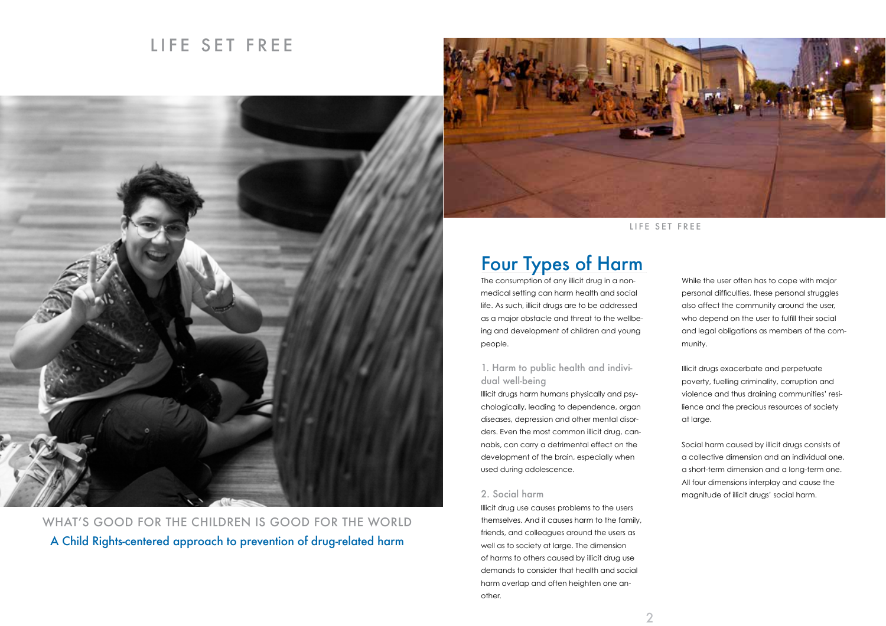# LIFE SET FREE

WHAT'S GOOD FOR THE CHILDREN IS GOOD FOR THE WORLD

A Child Rights-centered approach to prevention of drug-related harm

## Four Types of Harm

The consumption of any illicit drug in a non-medical setting can harm health and social life. As such, illicit drugs are to be addressed as a major obstacle and threat to the wellbeing and development of children and young people.

### 1. Harm to public health and individual well-being

Illicit drugs harm humans physically and psychologically, leading to dependence, organ diseases, depression and other mental disorders. Even the most common illicit drug, cannabis, can carry a detrimental effect on the development of the brain, especially when used during adolescence.

### 2. Social harm

Illicit drug use causes problems to the users themselves. And it causes harm to the family, friends, and colleagues around the users as well as to society at large. The dimension of harms to others caused by illicit drug use demands to consider that health and social harm overlap and often heighten one another.

While the user often has to cope with major personal difficulties, these personal struggles also affect the community around the user, who depend on the user to fulfill their social and legal obligations as members of the community.

Illicit drugs exacerbate and perpetuate poverty, fuelling criminality, corruption and violence and thus draining communities' resilience and the precious resources of society at large.

Social harm caused by illicit drugs consists of a collective dimension and an individual one, a short-term dimension and a long-term one. All four dimensions interplay and cause the magnitude of illicit drugs' social harm.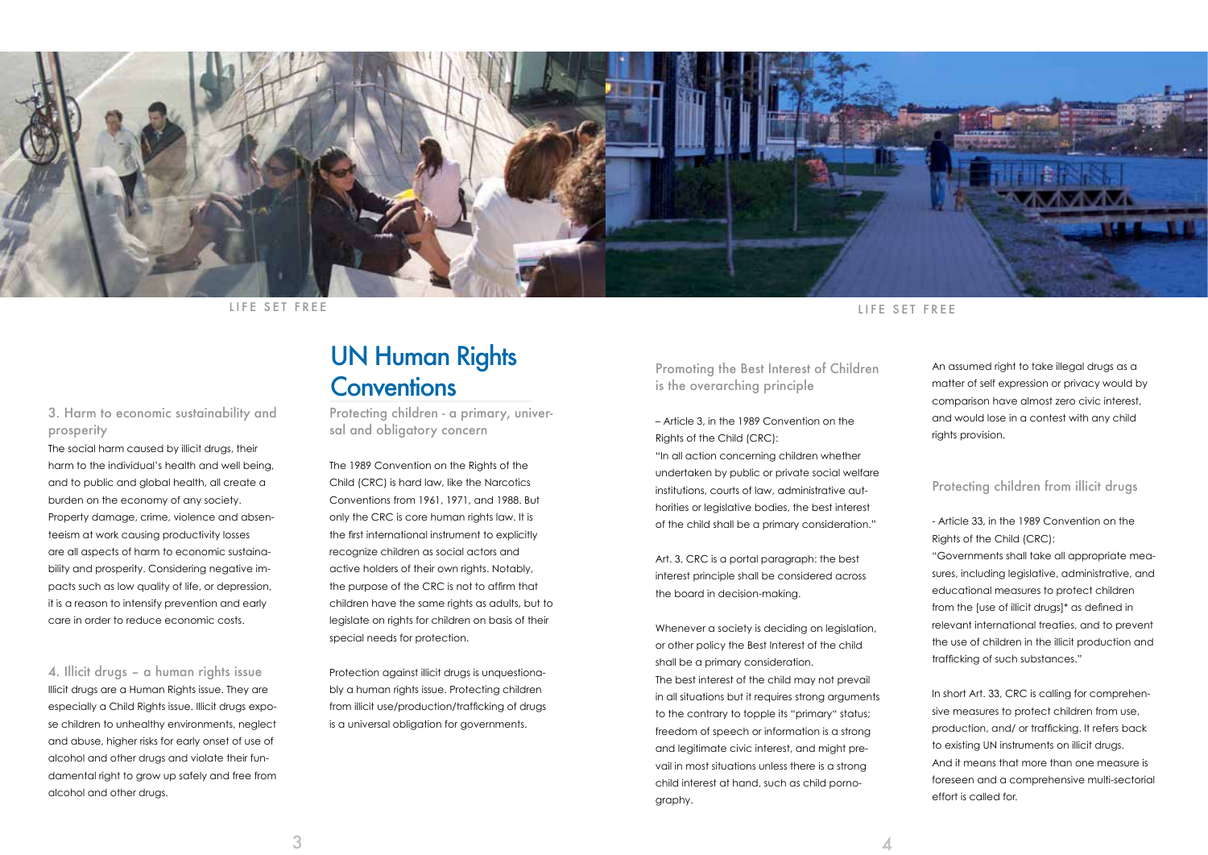### 3. Harm to economic sustainability and prosperity

The social harm caused by illicit drugs, their harm to the individual's health and well being, and to public and global health, all create a burden on the economy of any society. Property damage, crime, violence and absenteeism at work causing productivity losses are all aspects of harm to economic sustainability and prosperity. Considering negative impacts such as low quality of life, or depression, it is a reason to intensify prevention and early care in order to reduce economic costs.

### 4. Illicit drugs – a human rights issue

Illicit drugs are a Human Rights issue. They are especially a Child Rights issue. Illicit drugs expose children to unhealthy environments, neglect and abuse, higher risks for early onset of use of alcohol and other drugs and violate their fundamental right to grow up safely and free from alcohol and other drugs.

# UN Human Rights Conventions

## Protecting children - a primary, universal and obligatory concern

The 1989 Convention on the Rights of the Child (CRC) is hard law, like the Narcotics Conventions from 1961, 1971, and 1988. But only the CRC is core human rights law. It is the first international instrument to explicitly recognize children as social actors and active holders of their own rights. Notably, the purpose of the CRC is not to affirm that children have the same rights as adults, but to legislate on rights for children on basis of their special needs for protection.

Protection against illicit drugs is unquestionably a human rights issue. Protecting children from illicit use/production/trafficking of drugs is a universal obligation for governments.

## Promoting the Best Interest of Children is the overarching principle

– Article 3, in the 1989 Convention on the Rights of the Child (CRC):
"In all action concerning children whether undertaken by public or private social welfare institutions, courts of law, administrative authorities or legislative bodies, the best interest of the child shall be a primary consideration."

Art. 3, CRC is a portal paragraph: the best interest principle shall be considered across the board in decision-making.

Whenever a society is deciding on legislation, or other policy the Best Interest of the child shall be a primary consideration.
The best interest of the child may not prevail in all situations but it requires strong arguments to the contrary to topple its "primary" status; freedom of speech or information is a strong and legitimate civic interest, and might prevail in most situations unless there is a strong child interest at hand, such as child pornography.

An assumed right to take illegal drugs as a matter of self expression or privacy would by comparison have almost zero civic interest, and would lose in a contest with any child rights provision.

## Protecting children from illicit drugs

- Article 33, in the 1989 Convention on the Rights of the Child (CRC):
"Governments shall take all appropriate measures, including legislative, administrative, and educational measures to protect children from the [use of illicit drugs]* as defined in relevant international treaties, and to prevent the use of children in the illicit production and trafficking of such substances."

In short Art. 33, CRC is calling for comprehensive measures to protect children from use, production, and/ or trafficking. It refers back to existing UN instruments on illicit drugs. And it means that more than one measure is foreseen and a comprehensive multi-sectorial effort is called for.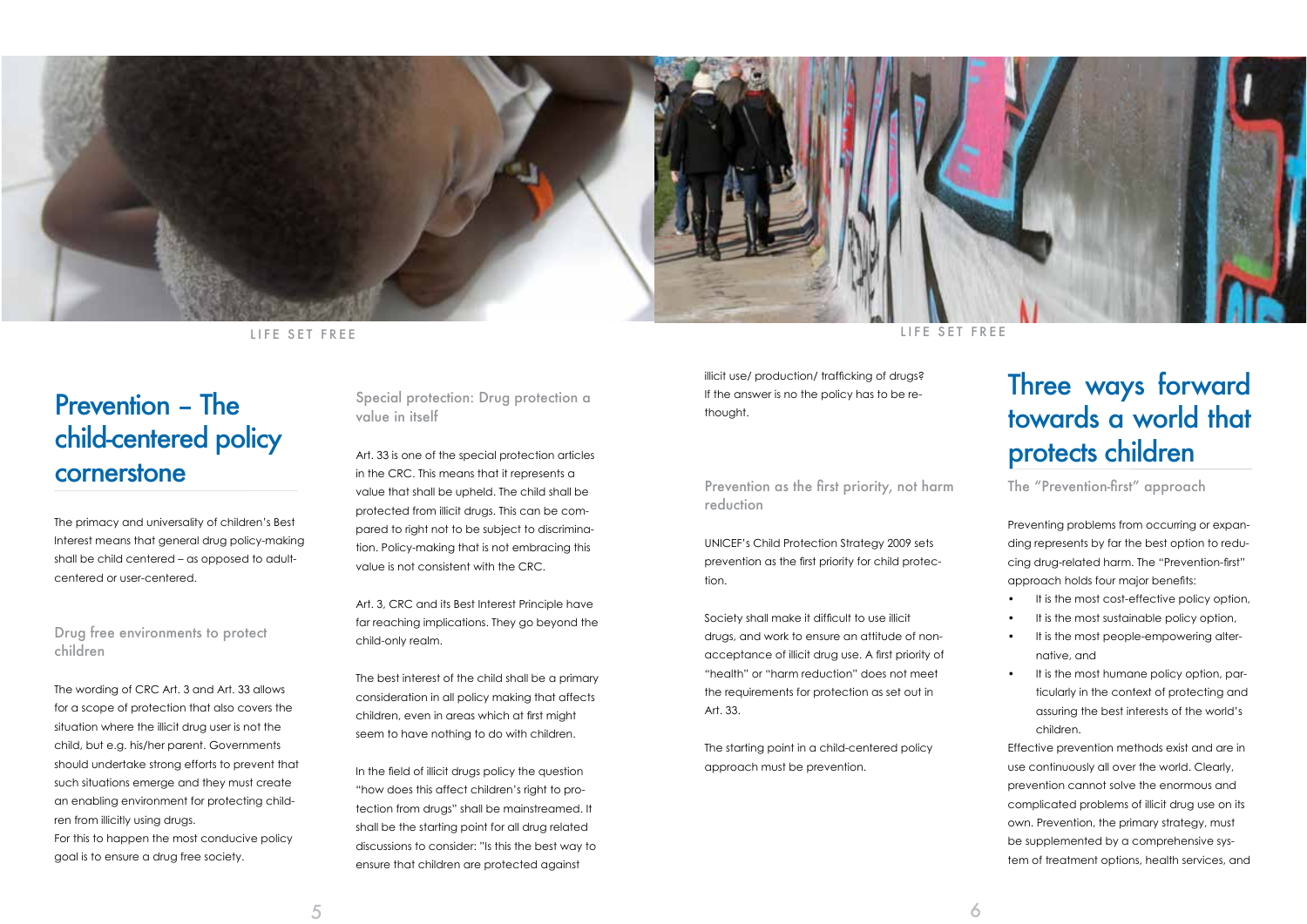# Prevention – The child-centered policy cornerstone

The primacy and universality of children's Best Interest means that general drug policy-making shall be child centered – as opposed to adult-centered or user-centered.

### Drug free environments to protect children

The wording of CRC Art. 3 and Art. 33 allows for a scope of protection that also covers the situation where the illicit drug user is not the child, but e.g. his/her parent. Governments should undertake strong efforts to prevent that such situations emerge and they must create an enabling environment for protecting children from illicitly using drugs.
For this to happen the most conducive policy goal is to ensure a drug free society.

### Special protection: Drug protection a value in itself

Art. 33 is one of the special protection articles in the CRC. This means that it represents a value that shall be upheld. The child shall be protected from illicit drugs. This can be compared to right not to be subject to discrimination. Policy-making that is not embracing this value is not consistent with the CRC.

Art. 3, CRC and its Best Interest Principle have far reaching implications. They go beyond the child-only realm.

The best interest of the child shall be a primary consideration in all policy making that affects children, even in areas which at first might seem to have nothing to do with children.

In the field of illicit drugs policy the question "how does this affect children's right to protection from drugs" shall be mainstreamed. It shall be the starting point for all drug related discussions to consider: "Is this the best way to ensure that children are protected against illicit use/ production/ trafficking of drugs? If the answer is no the policy has to be rethought.

### Prevention as the first priority, not harm reduction

UNICEF's Child Protection Strategy 2009 sets prevention as the first priority for child protection.

Society shall make it difficult to use illicit drugs, and work to ensure an attitude of non-acceptance of illicit drug use. A first priority of "health" or "harm reduction" does not meet the requirements for protection as set out in Art. 33.

The starting point in a child-centered policy approach must be prevention.

# Three ways forward towards a world that protects children

### The "Prevention-first" approach

Preventing problems from occurring or expanding represents by far the best option to reducing drug-related harm. The "Prevention-first" approach holds four major benefits:

- It is the most cost-effective policy option,
- It is the most sustainable policy option,
- It is the most people-empowering alternative, and
- It is the most humane policy option, particularly in the context of protecting and assuring the best interests of the world's children.

Effective prevention methods exist and are in use continuously all over the world. Clearly, prevention cannot solve the enormous and complicated problems of illicit drug use on its own. Prevention, the primary strategy, must be supplemented by a comprehensive system of treatment options, health services, and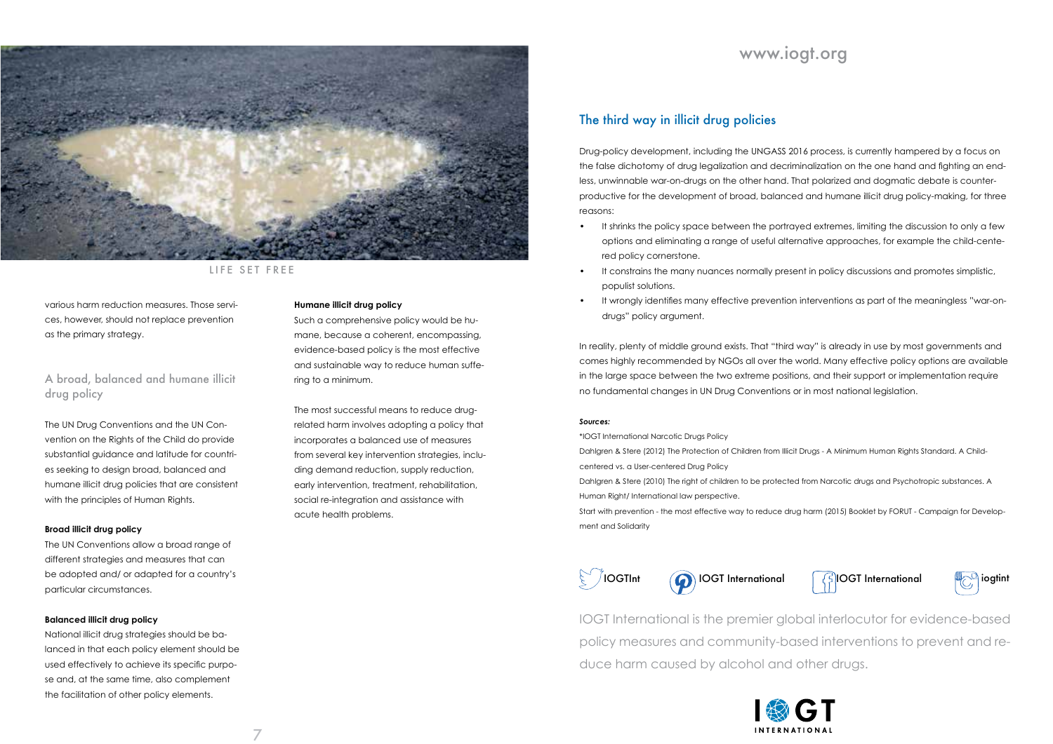LIFE SET FREE

various harm reduction measures. Those services, however, should not replace prevention as the primary strategy.

## A broad, balanced and humane illicit drug policy

The UN Drug Conventions and the UN Convention on the Rights of the Child do provide substantial guidance and latitude for countries seeking to design broad, balanced and humane illicit drug policies that are consistent with the principles of Human Rights.

**Broad illicit drug policy**

The UN Conventions allow a broad range of different strategies and measures that can be adopted and/ or adapted for a country's particular circumstances.

**Balanced illicit drug policy**

National illicit drug strategies should be balanced in that each policy element should be used effectively to achieve its specific purpose and, at the same time, also complement the facilitation of other policy elements.

**Humane illicit drug policy**

Such a comprehensive policy would be humane, because a coherent, encompassing, evidence-based policy is the most effective and sustainable way to reduce human suffering to a minimum.

The most successful means to reduce drug-related harm involves adopting a policy that incorporates a balanced use of measures from several key intervention strategies, including demand reduction, supply reduction, early intervention, treatment, rehabilitation, social re-integration and assistance with acute health problems.

www.iogt.org

## The third way in illicit drug policies

Drug-policy development, including the UNGASS 2016 process, is currently hampered by a focus on the false dichotomy of drug legalization and decriminalization on the one hand and fighting an endless, unwinnable war-on-drugs on the other hand. That polarized and dogmatic debate is counterproductive for the development of broad, balanced and humane illicit drug policy-making, for three reasons:

- It shrinks the policy space between the portrayed extremes, limiting the discussion to only a few options and eliminating a range of useful alternative approaches, for example the child-centered policy cornerstone.
- It constrains the many nuances normally present in policy discussions and promotes simplistic, populist solutions.
- It wrongly identifies many effective prevention interventions as part of the meaningless "war-on-drugs" policy argument.

In reality, plenty of middle ground exists. That "third way" is already in use by most governments and comes highly recommended by NGOs all over the world. Many effective policy options are available in the large space between the two extreme positions, and their support or implementation require no fundamental changes in UN Drug Conventions or in most national legislation.

***Sources:***

*IOGT International Narcotic Drugs Policy

Dahlgren & Stere (2012) The Protection of Children from Illicit Drugs - A Minimum Human Rights Standard. A Child-centered vs. a User-centered Drug Policy

Dahlgren & Stere (2010) The right of children to be protected from Narcotic drugs and Psychotropic substances. A Human Right/ International law perspective.

Start with prevention - the most effective way to reduce drug harm (2015) Booklet by FORUT - Campaign for Development and Solidarity

IOGTInt IOGT International IOGT International iogtint

IOGT International is the premier global interlocutor for evidence-based policy measures and community-based interventions to prevent and reduce harm caused by alcohol and other drugs.

IOGT INTERNATIONAL